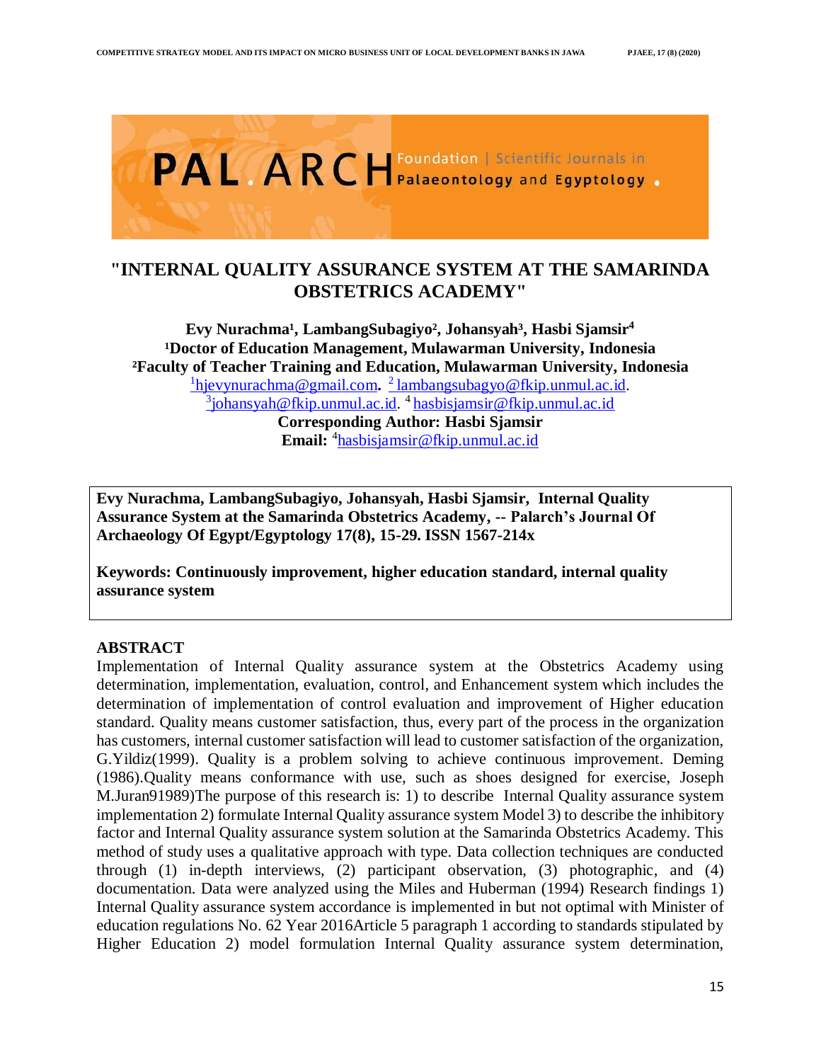# "INTERNAL QUALITY ASSURANCE SYSTEM AT THE SAMARINDA OBSTETRICS ACADEMY"

**Evy Nurachma[1], LambangSubagiyo[2], Johansyah[3], Hasbi Sjamsir[4]**
**[1]Doctor of Education Management, Mulawarman University, Indonesia**
**[2]Faculty of Teacher Training and Education, Mulawarman University, Indonesia**
[1]hjevynurachma@gmail.com. [2] lambangsubagyo@fkip.unmul.ac.id.
[3]johansyah@fkip.unmul.ac.id. [4] hasbisjamsir@fkip.unmul.ac.id
**Corresponding Author: Hasbi Sjamsir**
**Email:** [4]hasbisjamsir@fkip.unmul.ac.id

**Evy Nurachma, LambangSubagiyo, Johansyah, Hasbi Sjamsir, Internal Quality Assurance System at the Samarinda Obstetrics Academy, -- Palarch's Journal Of Archaeology Of Egypt/Egyptology 17(8), 15-29. ISSN 1567-214x**

**Keywords: Continuously improvement, higher education standard, internal quality assurance system**

## ABSTRACT

Implementation of Internal Quality assurance system at the Obstetrics Academy using determination, implementation, evaluation, control, and Enhancement system which includes the determination of implementation of control evaluation and improvement of Higher education standard. Quality means customer satisfaction, thus, every part of the process in the organization has customers, internal customer satisfaction will lead to customer satisfaction of the organization, G.Yildiz(1999). Quality is a problem solving to achieve continuous improvement. Deming (1986).Quality means conformance with use, such as shoes designed for exercise, Joseph M.Juran91989)The purpose of this research is: 1) to describe Internal Quality assurance system implementation 2) formulate Internal Quality assurance system Model 3) to describe the inhibitory factor and Internal Quality assurance system solution at the Samarinda Obstetrics Academy. This method of study uses a qualitative approach with type. Data collection techniques are conducted through (1) in-depth interviews, (2) participant observation, (3) photographic, and (4) documentation. Data were analyzed using the Miles and Huberman (1994) Research findings 1) Internal Quality assurance system accordance is implemented in but not optimal with Minister of education regulations No. 62 Year 2016Article 5 paragraph 1 according to standards stipulated by Higher Education 2) model formulation Internal Quality assurance system determination,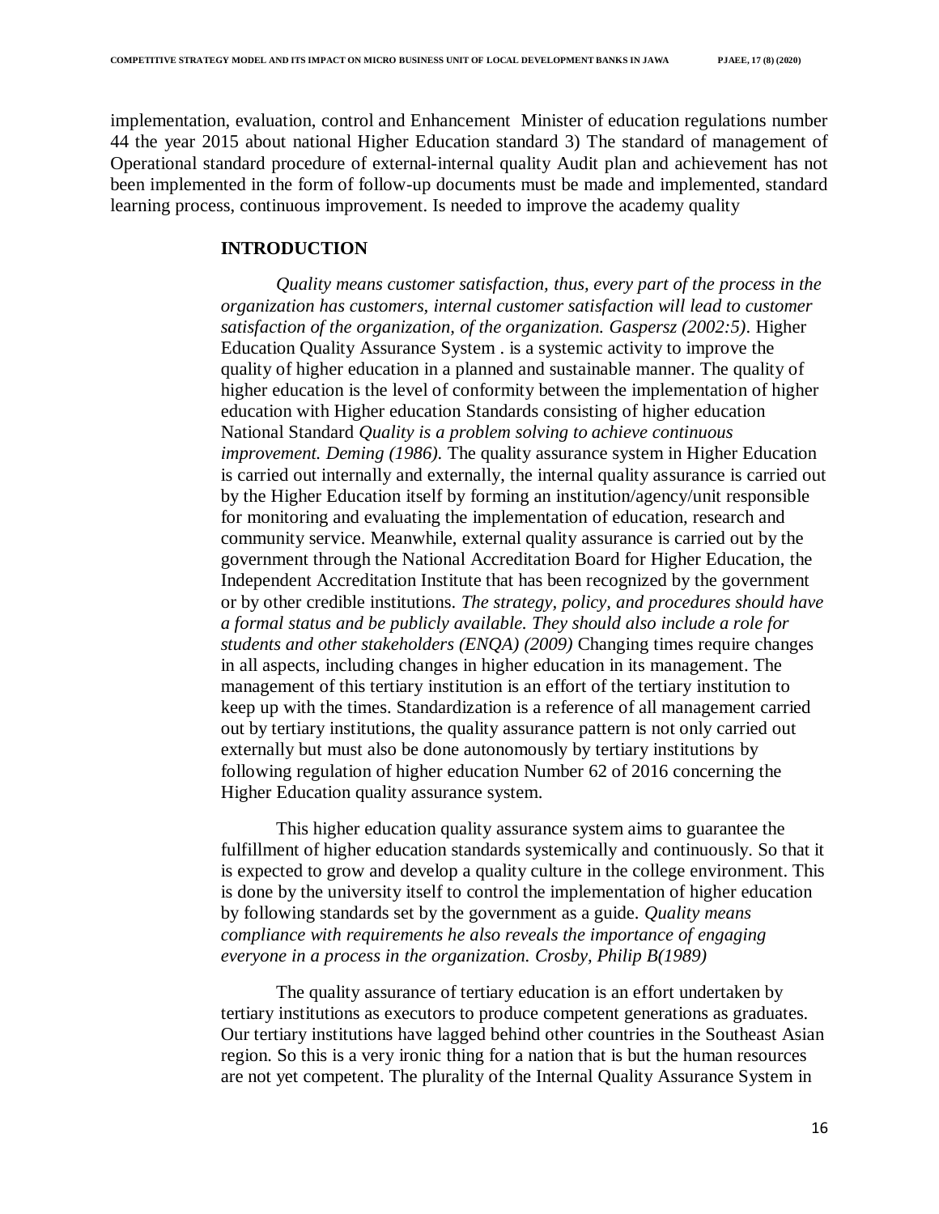implementation, evaluation, control and Enhancement Minister of education regulations number 44 the year 2015 about national Higher Education standard 3) The standard of management of Operational standard procedure of external-internal quality Audit plan and achievement has not been implemented in the form of follow-up documents must be made and implemented, standard learning process, continuous improvement. Is needed to improve the academy quality

## INTRODUCTION

*Quality means customer satisfaction, thus, every part of the process in the organization has customers, internal customer satisfaction will lead to customer satisfaction of the organization, of the organization. Gaspersz (2002:5).* Higher Education Quality Assurance System . is a systemic activity to improve the quality of higher education in a planned and sustainable manner. The quality of higher education is the level of conformity between the implementation of higher education with Higher education Standards consisting of higher education National Standard *Quality is a problem solving to achieve continuous improvement. Deming (1986).* The quality assurance system in Higher Education is carried out internally and externally, the internal quality assurance is carried out by the Higher Education itself by forming an institution/agency/unit responsible for monitoring and evaluating the implementation of education, research and community service. Meanwhile, external quality assurance is carried out by the government through the National Accreditation Board for Higher Education, the Independent Accreditation Institute that has been recognized by the government or by other credible institutions. *The strategy, policy, and procedures should have a formal status and be publicly available. They should also include a role for students and other stakeholders (ENQA) (2009)* Changing times require changes in all aspects, including changes in higher education in its management. The management of this tertiary institution is an effort of the tertiary institution to keep up with the times. Standardization is a reference of all management carried out by tertiary institutions, the quality assurance pattern is not only carried out externally but must also be done autonomously by tertiary institutions by following regulation of higher education Number 62 of 2016 concerning the Higher Education quality assurance system.

This higher education quality assurance system aims to guarantee the fulfillment of higher education standards systemically and continuously. So that it is expected to grow and develop a quality culture in the college environment. This is done by the university itself to control the implementation of higher education by following standards set by the government as a guide. *Quality means compliance with requirements he also reveals the importance of engaging everyone in a process in the organization. Crosby, Philip B(1989)*

The quality assurance of tertiary education is an effort undertaken by tertiary institutions as executors to produce competent generations as graduates. Our tertiary institutions have lagged behind other countries in the Southeast Asian region. So this is a very ironic thing for a nation that is but the human resources are not yet competent. The plurality of the Internal Quality Assurance System in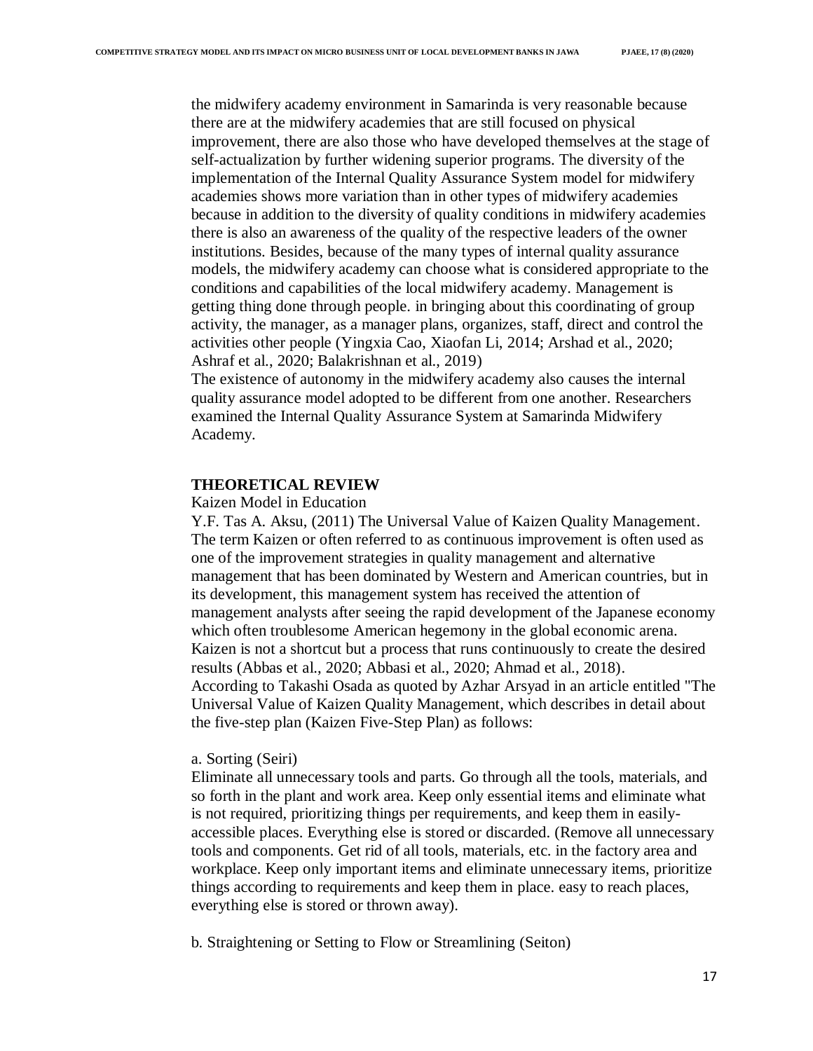the midwifery academy environment in Samarinda is very reasonable because there are at the midwifery academies that are still focused on physical improvement, there are also those who have developed themselves at the stage of self-actualization by further widening superior programs. The diversity of the implementation of the Internal Quality Assurance System model for midwifery academies shows more variation than in other types of midwifery academies because in addition to the diversity of quality conditions in midwifery academies there is also an awareness of the quality of the respective leaders of the owner institutions. Besides, because of the many types of internal quality assurance models, the midwifery academy can choose what is considered appropriate to the conditions and capabilities of the local midwifery academy. Management is getting thing done through people. in bringing about this coordinating of group activity, the manager, as a manager plans, organizes, staff, direct and control the activities other people (Yingxia Cao, Xiaofan Li, 2014; Arshad et al., 2020; Ashraf et al., 2020; Balakrishnan et al., 2019)

The existence of autonomy in the midwifery academy also causes the internal quality assurance model adopted to be different from one another. Researchers examined the Internal Quality Assurance System at Samarinda Midwifery Academy.

## THEORETICAL REVIEW

Kaizen Model in Education

Y.F. Tas A. Aksu, (2011) The Universal Value of Kaizen Quality Management. The term Kaizen or often referred to as continuous improvement is often used as one of the improvement strategies in quality management and alternative management that has been dominated by Western and American countries, but in its development, this management system has received the attention of management analysts after seeing the rapid development of the Japanese economy which often troublesome American hegemony in the global economic arena. Kaizen is not a shortcut but a process that runs continuously to create the desired results (Abbas et al., 2020; Abbasi et al., 2020; Ahmad et al., 2018).

According to Takashi Osada as quoted by Azhar Arsyad in an article entitled "The Universal Value of Kaizen Quality Management, which describes in detail about the five-step plan (Kaizen Five-Step Plan) as follows:

a. Sorting (Seiri)

Eliminate all unnecessary tools and parts. Go through all the tools, materials, and so forth in the plant and work area. Keep only essential items and eliminate what is not required, prioritizing things per requirements, and keep them in easily-accessible places. Everything else is stored or discarded. (Remove all unnecessary tools and components. Get rid of all tools, materials, etc. in the factory area and workplace. Keep only important items and eliminate unnecessary items, prioritize things according to requirements and keep them in place. easy to reach places, everything else is stored or thrown away).

b. Straightening or Setting to Flow or Streamlining (Seiton)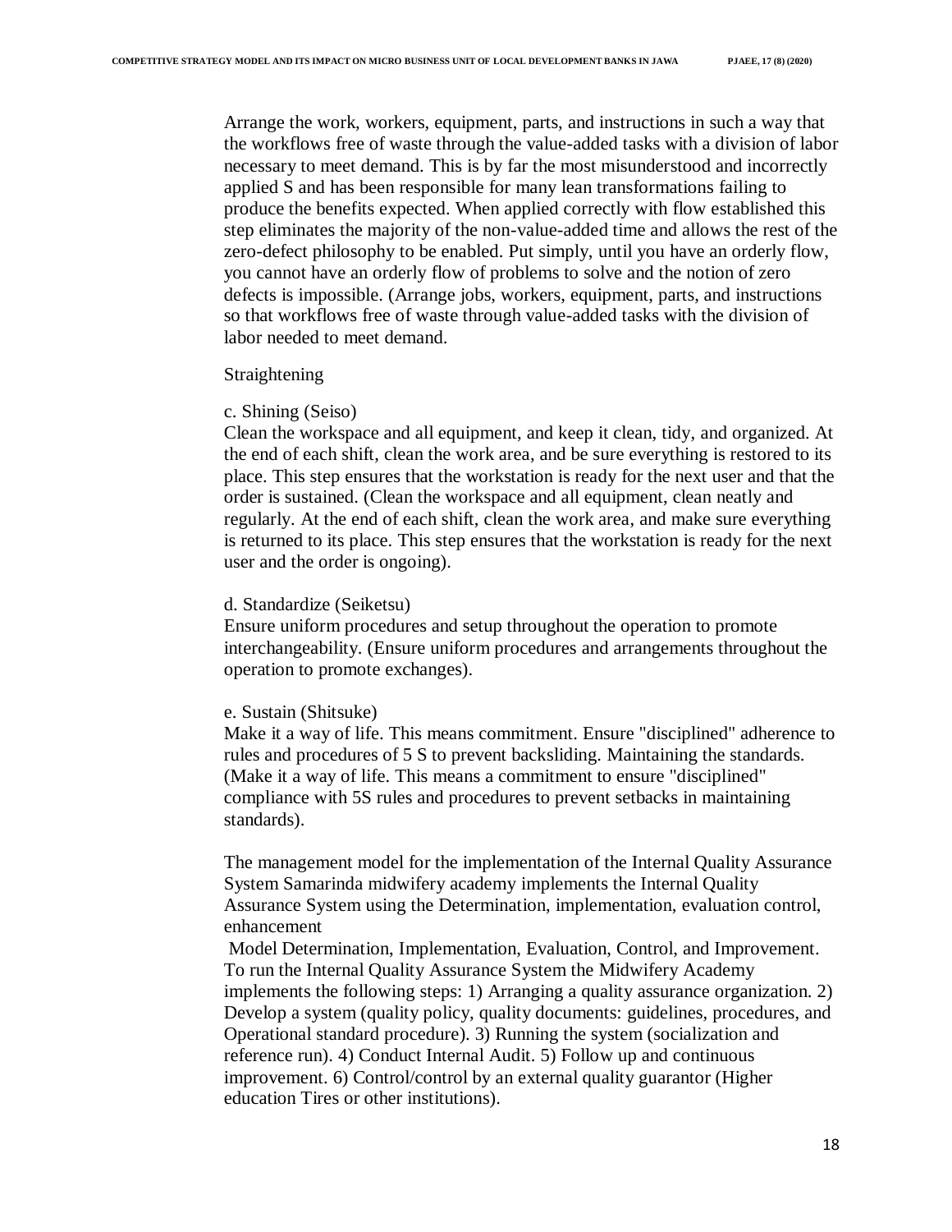Arrange the work, workers, equipment, parts, and instructions in such a way that the workflows free of waste through the value-added tasks with a division of labor necessary to meet demand. This is by far the most misunderstood and incorrectly applied S and has been responsible for many lean transformations failing to produce the benefits expected. When applied correctly with flow established this step eliminates the majority of the non-value-added time and allows the rest of the zero-defect philosophy to be enabled. Put simply, until you have an orderly flow, you cannot have an orderly flow of problems to solve and the notion of zero defects is impossible. (Arrange jobs, workers, equipment, parts, and instructions so that workflows free of waste through value-added tasks with the division of labor needed to meet demand.

Straightening

c. Shining (Seiso)
Clean the workspace and all equipment, and keep it clean, tidy, and organized. At the end of each shift, clean the work area, and be sure everything is restored to its place. This step ensures that the workstation is ready for the next user and that the order is sustained. (Clean the workspace and all equipment, clean neatly and regularly. At the end of each shift, clean the work area, and make sure everything is returned to its place. This step ensures that the workstation is ready for the next user and the order is ongoing).

d. Standardize (Seiketsu)
Ensure uniform procedures and setup throughout the operation to promote interchangeability. (Ensure uniform procedures and arrangements throughout the operation to promote exchanges).

e. Sustain (Shitsuke)
Make it a way of life. This means commitment. Ensure "disciplined" adherence to rules and procedures of 5 S to prevent backsliding. Maintaining the standards. (Make it a way of life. This means a commitment to ensure "disciplined" compliance with 5S rules and procedures to prevent setbacks in maintaining standards).

The management model for the implementation of the Internal Quality Assurance System Samarinda midwifery academy implements the Internal Quality Assurance System using the Determination, implementation, evaluation control, enhancement
Model Determination, Implementation, Evaluation, Control, and Improvement. To run the Internal Quality Assurance System the Midwifery Academy implements the following steps: 1) Arranging a quality assurance organization. 2) Develop a system (quality policy, quality documents: guidelines, procedures, and Operational standard procedure). 3) Running the system (socialization and reference run). 4) Conduct Internal Audit. 5) Follow up and continuous improvement. 6) Control/control by an external quality guarantor (Higher education Tires or other institutions).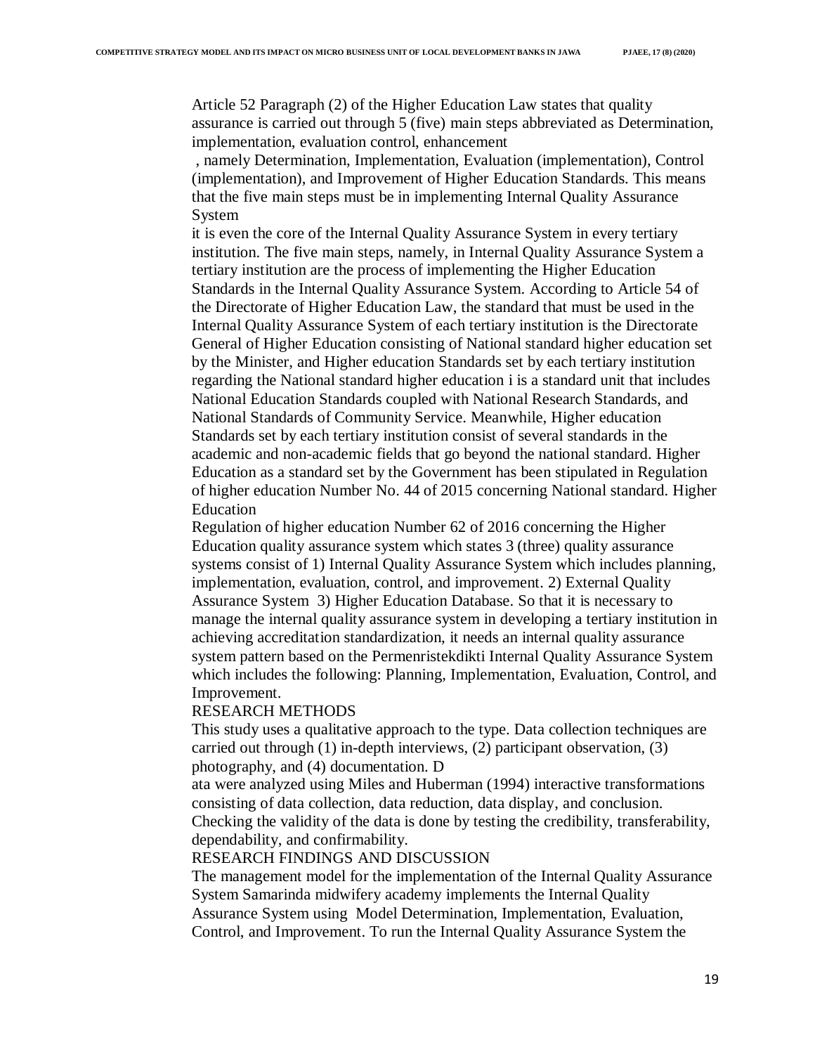Article 52 Paragraph (2) of the Higher Education Law states that quality assurance is carried out through 5 (five) main steps abbreviated as Determination, implementation, evaluation control, enhancement

, namely Determination, Implementation, Evaluation (implementation), Control (implementation), and Improvement of Higher Education Standards. This means that the five main steps must be in implementing Internal Quality Assurance System

it is even the core of the Internal Quality Assurance System in every tertiary institution. The five main steps, namely, in Internal Quality Assurance System a tertiary institution are the process of implementing the Higher Education Standards in the Internal Quality Assurance System. According to Article 54 of the Directorate of Higher Education Law, the standard that must be used in the Internal Quality Assurance System of each tertiary institution is the Directorate General of Higher Education consisting of National standard higher education set by the Minister, and Higher education Standards set by each tertiary institution regarding the National standard higher education i is a standard unit that includes National Education Standards coupled with National Research Standards, and National Standards of Community Service. Meanwhile, Higher education Standards set by each tertiary institution consist of several standards in the academic and non-academic fields that go beyond the national standard. Higher Education as a standard set by the Government has been stipulated in Regulation of higher education Number No. 44 of 2015 concerning National standard. Higher Education

Regulation of higher education Number 62 of 2016 concerning the Higher Education quality assurance system which states 3 (three) quality assurance systems consist of 1) Internal Quality Assurance System which includes planning, implementation, evaluation, control, and improvement. 2) External Quality Assurance System 3) Higher Education Database. So that it is necessary to manage the internal quality assurance system in developing a tertiary institution in achieving accreditation standardization, it needs an internal quality assurance system pattern based on the Permenristekdikti Internal Quality Assurance System which includes the following: Planning, Implementation, Evaluation, Control, and Improvement.

## RESEARCH METHODS

This study uses a qualitative approach to the type. Data collection techniques are carried out through (1) in-depth interviews, (2) participant observation, (3) photography, and (4) documentation. D

ata were analyzed using Miles and Huberman (1994) interactive transformations consisting of data collection, data reduction, data display, and conclusion. Checking the validity of the data is done by testing the credibility, transferability, dependability, and confirmability.

## RESEARCH FINDINGS AND DISCUSSION

The management model for the implementation of the Internal Quality Assurance System Samarinda midwifery academy implements the Internal Quality Assurance System using Model Determination, Implementation, Evaluation, Control, and Improvement. To run the Internal Quality Assurance System the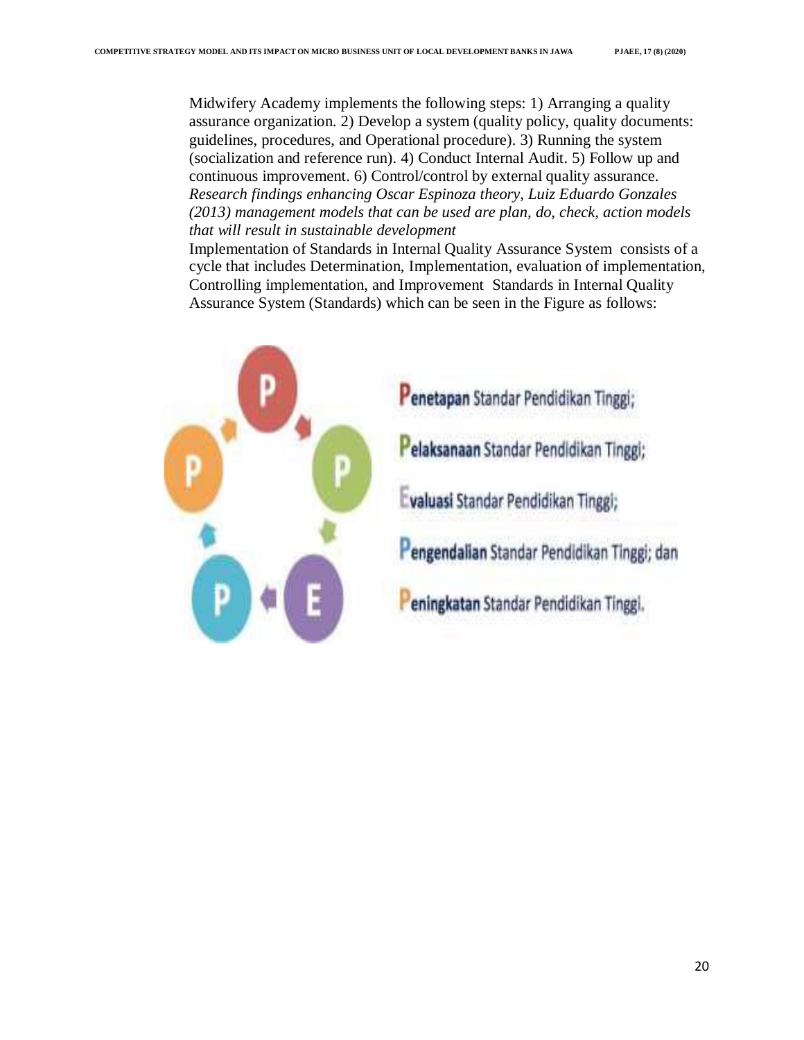Midwifery Academy implements the following steps: 1) Arranging a quality assurance organization. 2) Develop a system (quality policy, quality documents: guidelines, procedures, and Operational procedure). 3) Running the system (socialization and reference run). 4) Conduct Internal Audit. 5) Follow up and continuous improvement. 6) Control/control by external quality assurance. *Research findings enhancing Oscar Espinoza theory, Luiz Eduardo Gonzales (2013) management models that can be used are plan, do, check, action models that will result in sustainable development*

Implementation of Standards in Internal Quality Assurance System consists of a cycle that includes Determination, Implementation, evaluation of implementation, Controlling implementation, and Improvement Standards in Internal Quality Assurance System (Standards) which can be seen in the Figure as follows:

**P**enetapan Standar Pendidikan Tinggi;

**P**elaksanaan Standar Pendidikan Tinggi;

**E**valuasi Standar Pendidikan Tinggi;

**P**engendalian Standar Pendidikan Tinggi; dan

**P**eningkatan Standar Pendidikan Tinggi.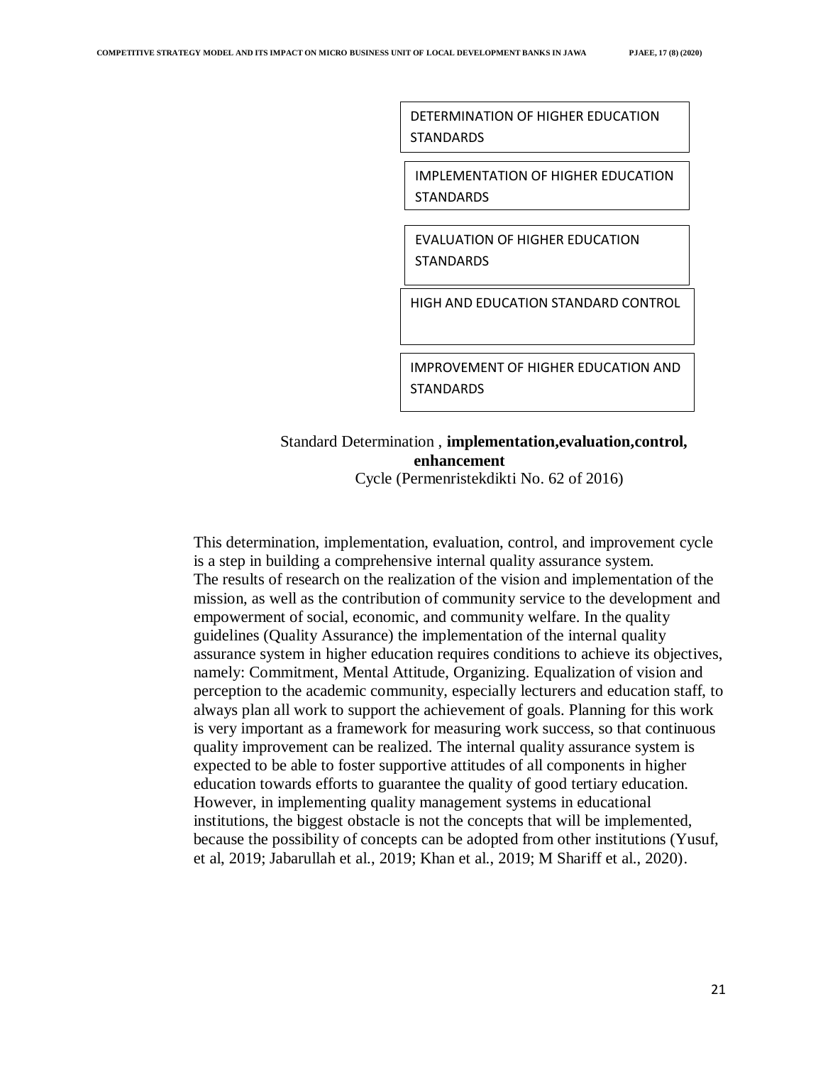DETERMINATION OF HIGHER EDUCATION STANDARDS

IMPLEMENTATION OF HIGHER EDUCATION STANDARDS

EVALUATION OF HIGHER EDUCATION STANDARDS

HIGH AND EDUCATION STANDARD CONTROL

IMPROVEMENT OF HIGHER EDUCATION AND STANDARDS

Standard Determination , **implementation,evaluation,control, enhancement**
Cycle (Permenristekdikti No. 62 of 2016)

This determination, implementation, evaluation, control, and improvement cycle is a step in building a comprehensive internal quality assurance system.
The results of research on the realization of the vision and implementation of the mission, as well as the contribution of community service to the development and empowerment of social, economic, and community welfare. In the quality guidelines (Quality Assurance) the implementation of the internal quality assurance system in higher education requires conditions to achieve its objectives, namely: Commitment, Mental Attitude, Organizing. Equalization of vision and perception to the academic community, especially lecturers and education staff, to always plan all work to support the achievement of goals. Planning for this work is very important as a framework for measuring work success, so that continuous quality improvement can be realized. The internal quality assurance system is expected to be able to foster supportive attitudes of all components in higher education towards efforts to guarantee the quality of good tertiary education. However, in implementing quality management systems in educational institutions, the biggest obstacle is not the concepts that will be implemented, because the possibility of concepts can be adopted from other institutions (Yusuf, et al, 2019; Jabarullah et al., 2019; Khan et al., 2019; M Shariff et al., 2020).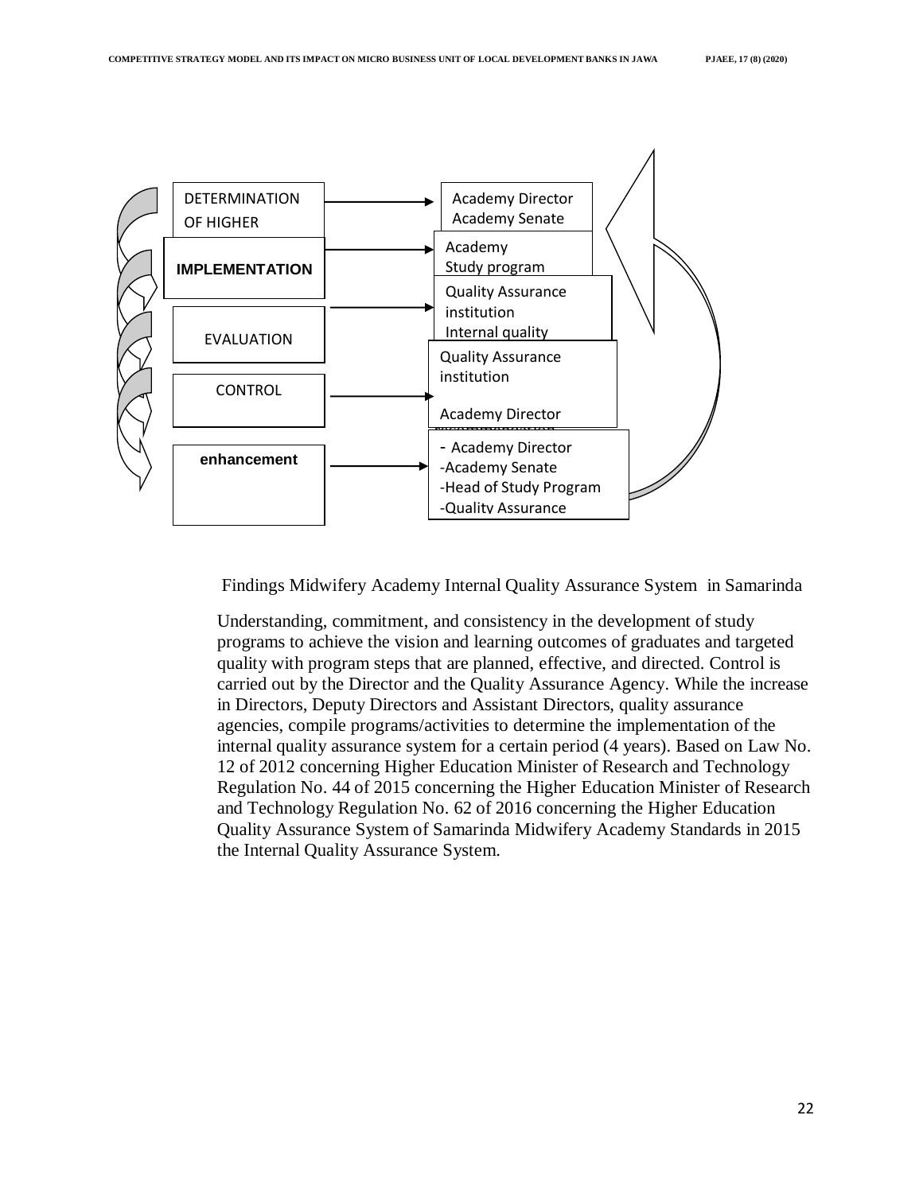| Stage | Responsible |
| --- | --- |
| DETERMINATION OF HIGHER | Academy Director<br>Academy Senate |
| **IMPLEMENTATION** | Academy<br>Study program |
| EVALUATION | Quality Assurance institution<br>Internal quality |
| CONTROL | Quality Assurance institution<br><br>Academy Director |
| **enhancement** | - Academy Director<br>-Academy Senate<br>-Head of Study Program<br>-Quality Assurance |

Findings Midwifery Academy Internal Quality Assurance System in Samarinda

Understanding, commitment, and consistency in the development of study programs to achieve the vision and learning outcomes of graduates and targeted quality with program steps that are planned, effective, and directed. Control is carried out by the Director and the Quality Assurance Agency. While the increase in Directors, Deputy Directors and Assistant Directors, quality assurance agencies, compile programs/activities to determine the implementation of the internal quality assurance system for a certain period (4 years). Based on Law No. 12 of 2012 concerning Higher Education Minister of Research and Technology Regulation No. 44 of 2015 concerning the Higher Education Minister of Research and Technology Regulation No. 62 of 2016 concerning the Higher Education Quality Assurance System of Samarinda Midwifery Academy Standards in 2015 the Internal Quality Assurance System.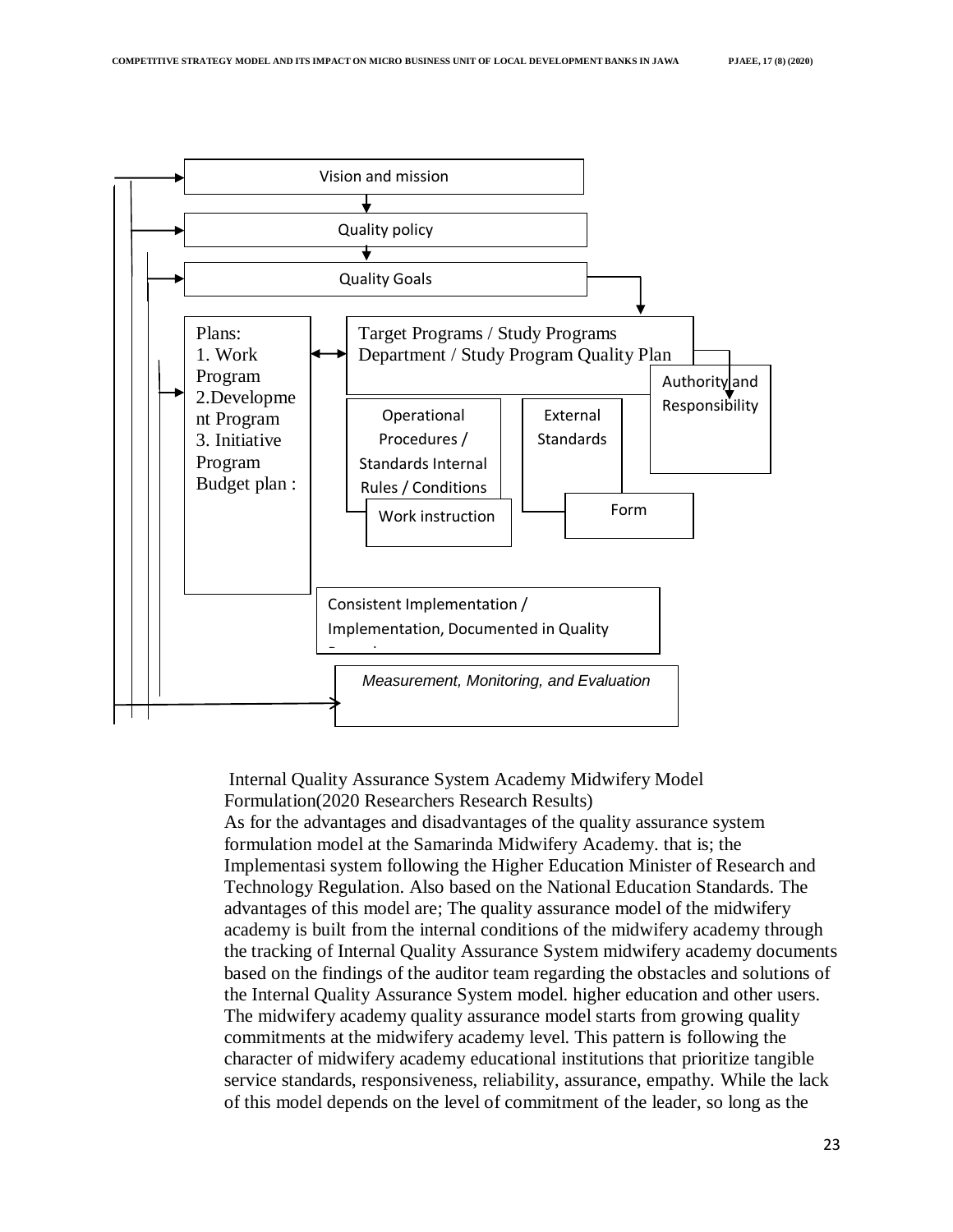Vision and mission

Quality policy

Quality Goals

Plans:
1. Work Program
2. Development Program
3. Initiative Program
Budget plan :

Target Programs / Study Programs
Department / Study Program Quality Plan

Authority and Responsibility

Operational Procedures / Standards Internal Rules / Conditions

External Standards

Work instruction

Form

Consistent Implementation / Implementation, Documented in Quality

*Measurement, Monitoring, and Evaluation*

Internal Quality Assurance System Academy Midwifery Model Formulation(2020 Researchers Research Results)

As for the advantages and disadvantages of the quality assurance system formulation model at the Samarinda Midwifery Academy. that is; the Implementasi system following the Higher Education Minister of Research and Technology Regulation. Also based on the National Education Standards. The advantages of this model are; The quality assurance model of the midwifery academy is built from the internal conditions of the midwifery academy through the tracking of Internal Quality Assurance System midwifery academy documents based on the findings of the auditor team regarding the obstacles and solutions of the Internal Quality Assurance System model. higher education and other users. The midwifery academy quality assurance model starts from growing quality commitments at the midwifery academy level. This pattern is following the character of midwifery academy educational institutions that prioritize tangible service standards, responsiveness, reliability, assurance, empathy. While the lack of this model depends on the level of commitment of the leader, so long as the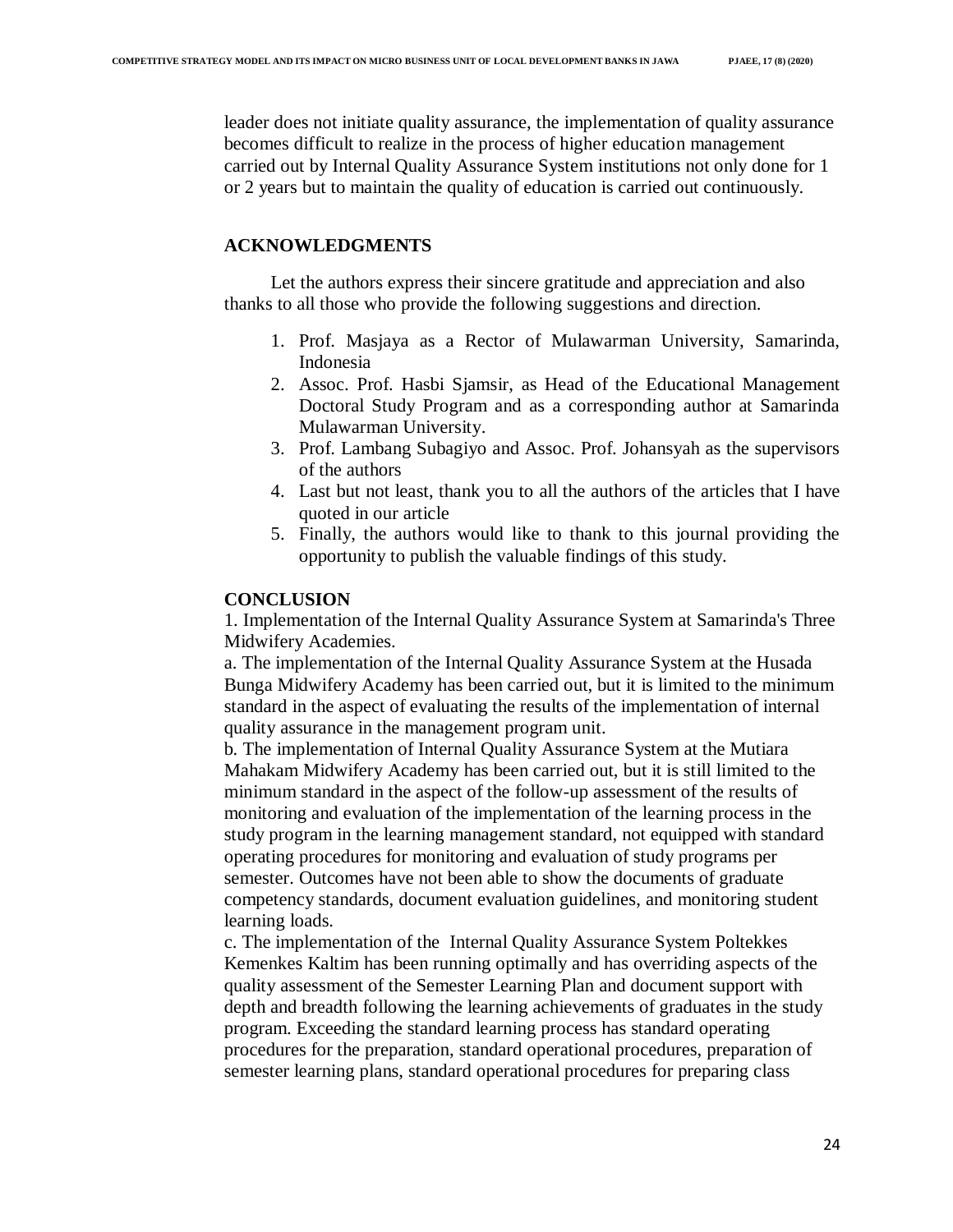leader does not initiate quality assurance, the implementation of quality assurance becomes difficult to realize in the process of higher education management carried out by Internal Quality Assurance System institutions not only done for 1 or 2 years but to maintain the quality of education is carried out continuously.

## ACKNOWLEDGMENTS

Let the authors express their sincere gratitude and appreciation and also thanks to all those who provide the following suggestions and direction.

1. Prof. Masjaya as a Rector of Mulawarman University, Samarinda, Indonesia
2. Assoc. Prof. Hasbi Sjamsir, as Head of the Educational Management Doctoral Study Program and as a corresponding author at Samarinda Mulawarman University.
3. Prof. Lambang Subagiyo and Assoc. Prof. Johansyah as the supervisors of the authors
4. Last but not least, thank you to all the authors of the articles that I have quoted in our article
5. Finally, the authors would like to thank to this journal providing the opportunity to publish the valuable findings of this study.

## CONCLUSION

1. Implementation of the Internal Quality Assurance System at Samarinda's Three Midwifery Academies.

a. The implementation of the Internal Quality Assurance System at the Husada Bunga Midwifery Academy has been carried out, but it is limited to the minimum standard in the aspect of evaluating the results of the implementation of internal quality assurance in the management program unit.

b. The implementation of Internal Quality Assurance System at the Mutiara Mahakam Midwifery Academy has been carried out, but it is still limited to the minimum standard in the aspect of the follow-up assessment of the results of monitoring and evaluation of the implementation of the learning process in the study program in the learning management standard, not equipped with standard operating procedures for monitoring and evaluation of study programs per semester. Outcomes have not been able to show the documents of graduate competency standards, document evaluation guidelines, and monitoring student learning loads.

c. The implementation of the Internal Quality Assurance System Poltekkes Kemenkes Kaltim has been running optimally and has overriding aspects of the quality assessment of the Semester Learning Plan and document support with depth and breadth following the learning achievements of graduates in the study program. Exceeding the standard learning process has standard operating procedures for the preparation, standard operational procedures, preparation of semester learning plans, standard operational procedures for preparing class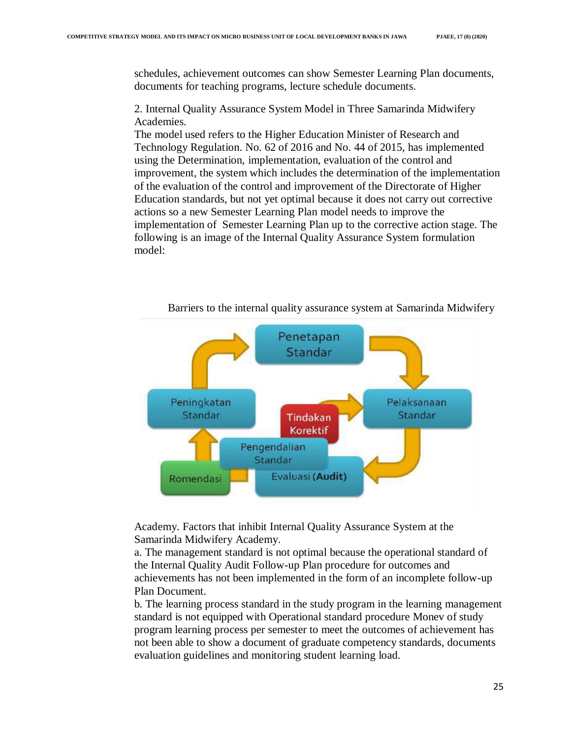schedules, achievement outcomes can show Semester Learning Plan documents, documents for teaching programs, lecture schedule documents.

2. Internal Quality Assurance System Model in Three Samarinda Midwifery Academies.

The model used refers to the Higher Education Minister of Research and Technology Regulation. No. 62 of 2016 and No. 44 of 2015, has implemented using the Determination, implementation, evaluation of the control and improvement, the system which includes the determination of the implementation of the evaluation of the control and improvement of the Directorate of Higher Education standards, but not yet optimal because it does not carry out corrective actions so a new Semester Learning Plan model needs to improve the implementation of Semester Learning Plan up to the corrective action stage. The following is an image of the Internal Quality Assurance System formulation model:

Barriers to the internal quality assurance system at Samarinda Midwifery Academy. Factors that inhibit Internal Quality Assurance System at the Samarinda Midwifery Academy.

a. The management standard is not optimal because the operational standard of the Internal Quality Audit Follow-up Plan procedure for outcomes and achievements has not been implemented in the form of an incomplete follow-up Plan Document.

b. The learning process standard in the study program in the learning management standard is not equipped with Operational standard procedure Monev of study program learning process per semester to meet the outcomes of achievement has not been able to show a document of graduate competency standards, documents evaluation guidelines and monitoring student learning load.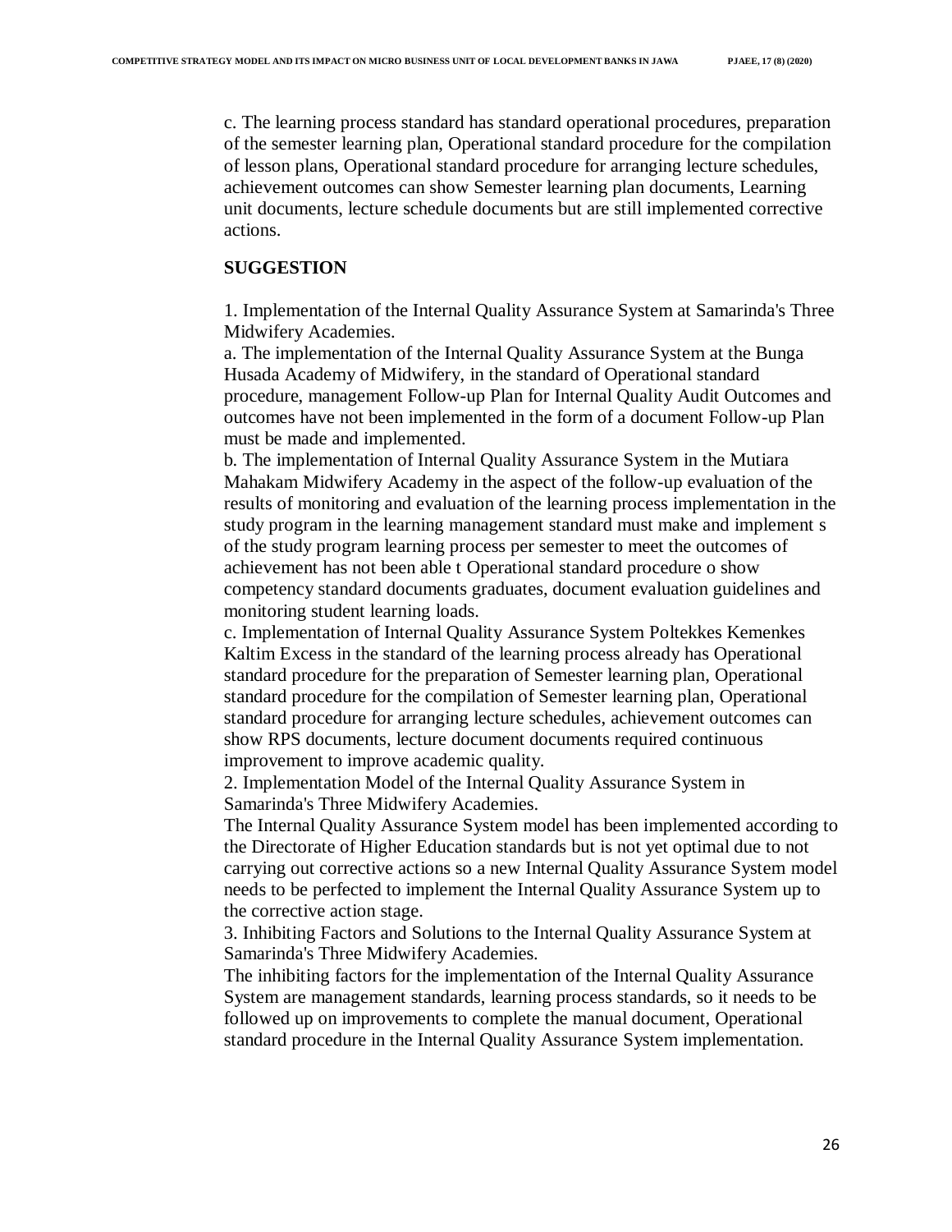c. The learning process standard has standard operational procedures, preparation of the semester learning plan, Operational standard procedure for the compilation of lesson plans, Operational standard procedure for arranging lecture schedules, achievement outcomes can show Semester learning plan documents, Learning unit documents, lecture schedule documents but are still implemented corrective actions.

## SUGGESTION

1. Implementation of the Internal Quality Assurance System at Samarinda's Three Midwifery Academies.

a. The implementation of the Internal Quality Assurance System at the Bunga Husada Academy of Midwifery, in the standard of Operational standard procedure, management Follow-up Plan for Internal Quality Audit Outcomes and outcomes have not been implemented in the form of a document Follow-up Plan must be made and implemented.

b. The implementation of Internal Quality Assurance System in the Mutiara Mahakam Midwifery Academy in the aspect of the follow-up evaluation of the results of monitoring and evaluation of the learning process implementation in the study program in the learning management standard must make and implement s of the study program learning process per semester to meet the outcomes of achievement has not been able t Operational standard procedure o show competency standard documents graduates, document evaluation guidelines and monitoring student learning loads.

c. Implementation of Internal Quality Assurance System Poltekkes Kemenkes Kaltim Excess in the standard of the learning process already has Operational standard procedure for the preparation of Semester learning plan, Operational standard procedure for the compilation of Semester learning plan, Operational standard procedure for arranging lecture schedules, achievement outcomes can show RPS documents, lecture document documents required continuous improvement to improve academic quality.

2. Implementation Model of the Internal Quality Assurance System in Samarinda's Three Midwifery Academies.

The Internal Quality Assurance System model has been implemented according to the Directorate of Higher Education standards but is not yet optimal due to not carrying out corrective actions so a new Internal Quality Assurance System model needs to be perfected to implement the Internal Quality Assurance System up to the corrective action stage.

3. Inhibiting Factors and Solutions to the Internal Quality Assurance System at Samarinda's Three Midwifery Academies.

The inhibiting factors for the implementation of the Internal Quality Assurance System are management standards, learning process standards, so it needs to be followed up on improvements to complete the manual document, Operational standard procedure in the Internal Quality Assurance System implementation.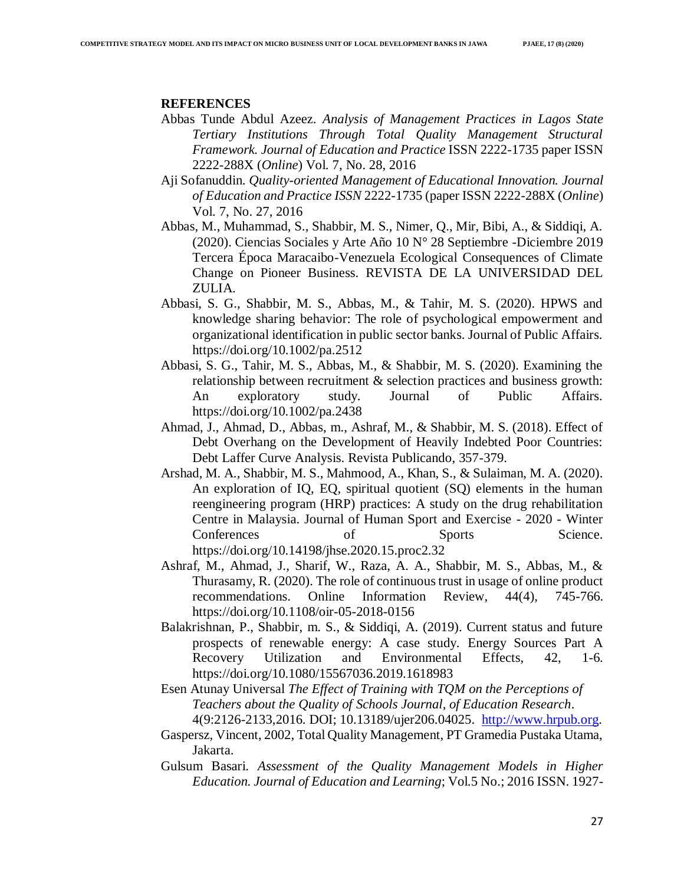## REFERENCES

Abbas Tunde Abdul Azeez. *Analysis of Management Practices in Lagos State Tertiary Institutions Through Total Quality Management Structural Framework. Journal of Education and Practice* ISSN 2222-1735 paper ISSN 2222-288X (*Online*) Vol. 7, No. 28, 2016

Aji Sofanuddin. *Quality-oriented Management of Educational Innovation. Journal of Education and Practice ISSN* 2222-1735 (paper ISSN 2222-288X (*Online*) Vol. 7, No. 27, 2016

Abbas, M., Muhammad, S., Shabbir, M. S., Nimer, Q., Mir, Bibi, A., & Siddiqi, A. (2020). Ciencias Sociales y Arte Año 10 N° 28 Septiembre -Diciembre 2019 Tercera Época Maracaibo-Venezuela Ecological Consequences of Climate Change on Pioneer Business. REVISTA DE LA UNIVERSIDAD DEL ZULIA.

Abbasi, S. G., Shabbir, M. S., Abbas, M., & Tahir, M. S. (2020). HPWS and knowledge sharing behavior: The role of psychological empowerment and organizational identification in public sector banks. Journal of Public Affairs. https://doi.org/10.1002/pa.2512

Abbasi, S. G., Tahir, M. S., Abbas, M., & Shabbir, M. S. (2020). Examining the relationship between recruitment & selection practices and business growth: An exploratory study. Journal of Public Affairs. https://doi.org/10.1002/pa.2438

Ahmad, J., Ahmad, D., Abbas, m., Ashraf, M., & Shabbir, M. S. (2018). Effect of Debt Overhang on the Development of Heavily Indebted Poor Countries: Debt Laffer Curve Analysis. Revista Publicando, 357-379.

Arshad, M. A., Shabbir, M. S., Mahmood, A., Khan, S., & Sulaiman, M. A. (2020). An exploration of IQ, EQ, spiritual quotient (SQ) elements in the human reengineering program (HRP) practices: A study on the drug rehabilitation Centre in Malaysia. Journal of Human Sport and Exercise - 2020 - Winter Conferences of Sports Science. https://doi.org/10.14198/jhse.2020.15.proc2.32

Ashraf, M., Ahmad, J., Sharif, W., Raza, A. A., Shabbir, M. S., Abbas, M., & Thurasamy, R. (2020). The role of continuous trust in usage of online product recommendations. Online Information Review, 44(4), 745-766. https://doi.org/10.1108/oir-05-2018-0156

Balakrishnan, P., Shabbir, m. S., & Siddiqi, A. (2019). Current status and future prospects of renewable energy: A case study. Energy Sources Part A Recovery Utilization and Environmental Effects, 42, 1-6. https://doi.org/10.1080/15567036.2019.1618983

Esen Atunay Universal *The Effect of Training with TQM on the Perceptions of Teachers about the Quality of Schools Journal, of Education Research*. 4(9:2126-2133,2016. DOI; 10.13189/ujer206.04025. http://www.hrpub.org.

Gaspersz, Vincent, 2002, Total Quality Management, PT Gramedia Pustaka Utama, Jakarta.

Gulsum Basari. *Assessment of the Quality Management Models in Higher Education. Journal of Education and Learning*; Vol.5 No.; 2016 ISSN. 1927-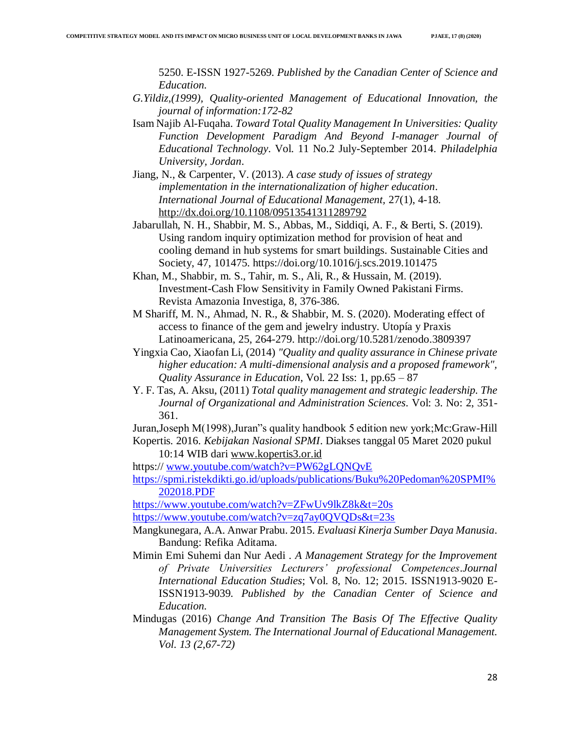5250. E-ISSN 1927-5269. *Published by the Canadian Center of Science and Education.*

*G.Yildiz,(1999), Quality-oriented Management of Educational Innovation, the journal of information:172-82*

Isam Najib Al-Fuqaha. *Toward Total Quality Management In Universities: Quality Function Development Paradigm And Beyond I-manager Journal of Educational Technology*. Vol. 11 No.2 July-September 2014. *Philadelphia University, Jordan*.

Jiang, N., & Carpenter, V. (2013). *A case study of issues of strategy implementation in the internationalization of higher education*. *International Journal of Educational Management,* 27(1), 4-18. http://dx.doi.org/10.1108/09513541311289792

Jabarullah, N. H., Shabbir, M. S., Abbas, M., Siddiqi, A. F., & Berti, S. (2019). Using random inquiry optimization method for provision of heat and cooling demand in hub systems for smart buildings. Sustainable Cities and Society, 47, 101475. https://doi.org/10.1016/j.scs.2019.101475

Khan, M., Shabbir, m. S., Tahir, m. S., Ali, R., & Hussain, M. (2019). Investment-Cash Flow Sensitivity in Family Owned Pakistani Firms. Revista Amazonia Investiga, 8, 376-386.

M Shariff, M. N., Ahmad, N. R., & Shabbir, M. S. (2020). Moderating effect of access to finance of the gem and jewelry industry. Utopía y Praxis Latinoamericana, 25, 264-279. http://doi.org/10.5281/zenodo.3809397

Yingxia Cao, Xiaofan Li, (2014) *"Quality and quality assurance in Chinese private higher education: A multi-dimensional analysis and a proposed framework", Quality Assurance in Education*, Vol. 22 Iss: 1, pp.65 – 87

Y. F. Tas, A. Aksu, (2011) *Total quality management and strategic leadership. The Journal of Organizational and Administration Sciences*. Vol: 3. No: 2, 351-361.

Juran,Joseph M(1998),Juran"s quality handbook 5 edition new york;Mc:Graw-Hill

Kopertis. 2016. *Kebijakan Nasional SPMI*. Diakses tanggal 05 Maret 2020 pukul 10:14 WIB dari www.kopertis3.or.id

https:// www.youtube.com/watch?v=PW62gLQNQvE

https://spmi.ristekdikti.go.id/uploads/publications/Buku%20Pedoman%20SPMI%202018.PDF

https://www.youtube.com/watch?v=ZFwUv9lkZ8k&t=20s

https://www.youtube.com/watch?v=zq7ay0QVQDs&t=23s

Mangkunegara, A.A. Anwar Prabu. 2015. *Evaluasi Kinerja Sumber Daya Manusia*. Bandung: Refika Aditama.

Mimin Emi Suhemi dan Nur Aedi . *A Management Strategy for the Improvement of Private Universities Lecturers' professional Competences*.*Journal International Education Studies*; Vol. 8, No. 12; 2015. ISSN1913-9020 E-ISSN1913-9039*. Published by the Canadian Center of Science and Education.*

Mindugas (2016) *Change And Transition The Basis Of The Effective Quality Management System. The International Journal of Educational Management. Vol. 13 (2,67-72)*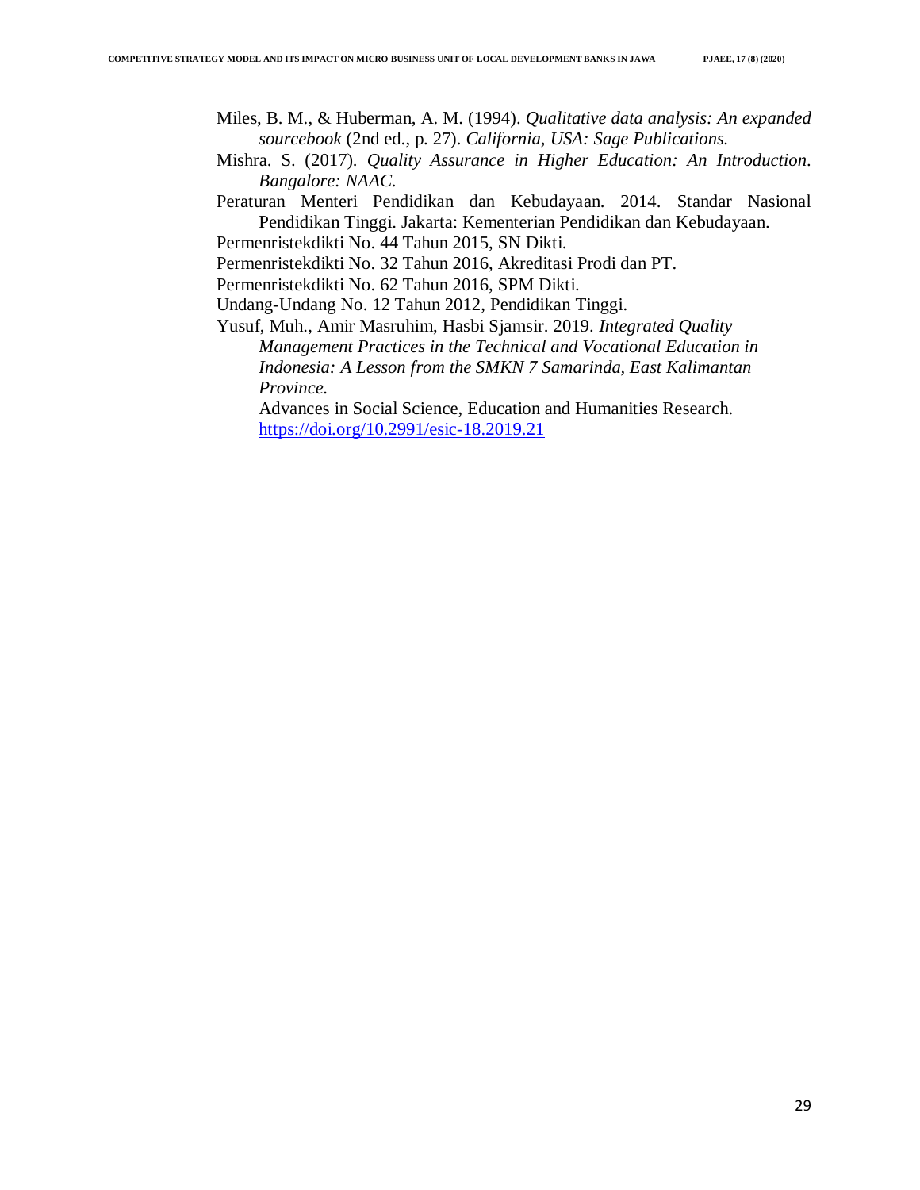Miles, B. M., & Huberman, A. M. (1994). *Qualitative data analysis: An expanded sourcebook* (2nd ed., p. 27). *California, USA: Sage Publications.*

Mishra. S. (2017). *Quality Assurance in Higher Education: An Introduction*. *Bangalore: NAAC.*

Peraturan Menteri Pendidikan dan Kebudayaan. 2014. Standar Nasional Pendidikan Tinggi. Jakarta: Kementerian Pendidikan dan Kebudayaan.

Permenristekdikti No. 44 Tahun 2015, SN Dikti.

Permenristekdikti No. 32 Tahun 2016, Akreditasi Prodi dan PT.

Permenristekdikti No. 62 Tahun 2016, SPM Dikti.

Undang-Undang No. 12 Tahun 2012, Pendidikan Tinggi.

Yusuf, Muh., Amir Masruhim, Hasbi Sjamsir. 2019. *Integrated Quality Management Practices in the Technical and Vocational Education in Indonesia: A Lesson from the SMKN 7 Samarinda, East Kalimantan Province.* Advances in Social Science, Education and Humanities Research. https://doi.org/10.2991/esic-18.2019.21